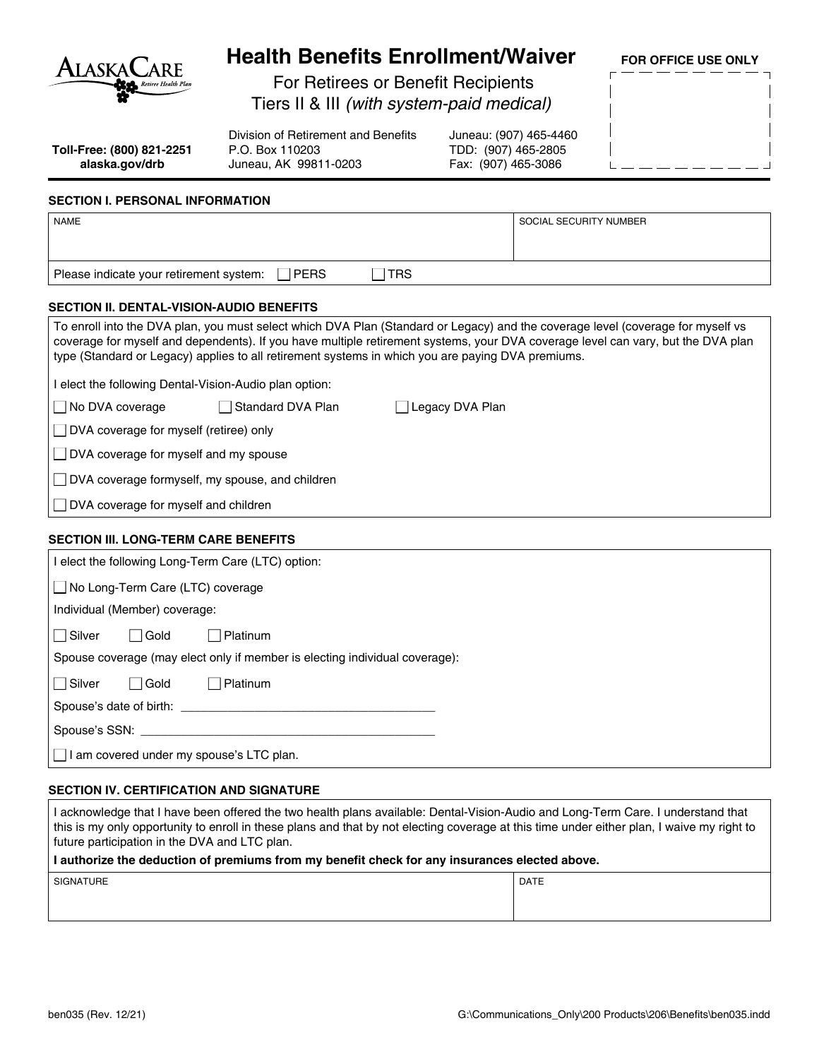AlaskaCare Retiree Health Plan

# Health Benefits Enrollment/Waiver

## For Retirees or Benefit Recipients Tiers II & III *(with system-paid medical)*

**FOR OFFICE USE ONLY**

**Toll-Free: (800) 821-2251**
**alaska.gov/drb**

Division of Retirement and Benefits
P.O. Box 110203
Juneau, AK 99811-0203

Juneau: (907) 465-4460
TDD: (907) 465-2805
Fax: (907) 465-3086

### SECTION I. PERSONAL INFORMATION

| NAME | SOCIAL SECURITY NUMBER |
|---|---|
| | |

Please indicate your retirement system: ☐ PERS ☐ TRS

### SECTION II. DENTAL-VISION-AUDIO BENEFITS

To enroll into the DVA plan, you must select which DVA Plan (Standard or Legacy) and the coverage level (coverage for myself vs coverage for myself and dependents). If you have multiple retirement systems, your DVA coverage level can vary, but the DVA plan type (Standard or Legacy) applies to all retirement systems in which you are paying DVA premiums.

I elect the following Dental-Vision-Audio plan option:

☐ No DVA coverage ☐ Standard DVA Plan ☐ Legacy DVA Plan

☐ DVA coverage for myself (retiree) only

☐ DVA coverage for myself and my spouse

☐ DVA coverage formyself, my spouse, and children

☐ DVA coverage for myself and children

### SECTION III. LONG-TERM CARE BENEFITS

I elect the following Long-Term Care (LTC) option:

☐ No Long-Term Care (LTC) coverage

Individual (Member) coverage:

☐ Silver ☐ Gold ☐ Platinum

Spouse coverage (may elect only if member is electing individual coverage):

☐ Silver ☐ Gold ☐ Platinum

Spouse's date of birth: ______________________________________

Spouse's SSN: ______________________________________

☐ I am covered under my spouse's LTC plan.

### SECTION IV. CERTIFICATION AND SIGNATURE

I acknowledge that I have been offered the two health plans available: Dental-Vision-Audio and Long-Term Care. I understand that this is my only opportunity to enroll in these plans and that by not electing coverage at this time under either plan, I waive my right to future participation in the DVA and LTC plan.

**I authorize the deduction of premiums from my benefit check for any insurances elected above.**

| SIGNATURE | DATE |
|---|---|
| | |

ben035 (Rev. 12/21) G:\Communications_Only\200 Products\206\Benefits\ben035.indd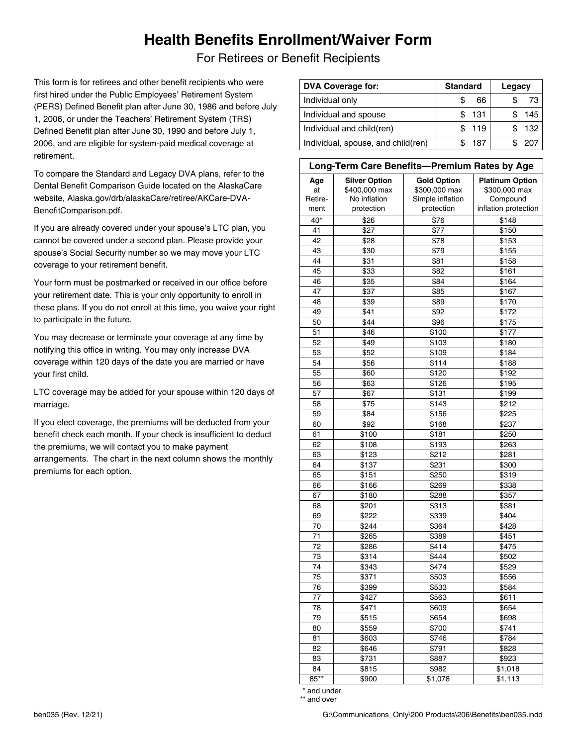# Health Benefits Enrollment/Waiver Form

For Retirees or Benefit Recipients

This form is for retirees and other benefit recipients who were first hired under the Public Employees' Retirement System (PERS) Defined Benefit plan after June 30, 1986 and before July 1, 2006, or under the Teachers' Retirement System (TRS) Defined Benefit plan after June 30, 1990 and before July 1, 2006, and are eligible for system-paid medical coverage at retirement.

To compare the Standard and Legacy DVA plans, refer to the Dental Benefit Comparison Guide located on the AlaskaCare website, Alaska.gov/drb/alaskaCare/retiree/AKCare-DVA-BenefitComparison.pdf.

If you are already covered under your spouse's LTC plan, you cannot be covered under a second plan. Please provide your spouse's Social Security number so we may move your LTC coverage to your retirement benefit.

Your form must be postmarked or received in our office before your retirement date. This is your only opportunity to enroll in these plans. If you do not enroll at this time, you waive your right to participate in the future.

You may decrease or terminate your coverage at any time by notifying this office in writing. You may only increase DVA coverage within 120 days of the date you are married or have your first child.

LTC coverage may be added for your spouse within 120 days of marriage.

If you elect coverage, the premiums will be deducted from your benefit check each month. If your check is insufficient to deduct the premiums, we will contact you to make payment arrangements. The chart in the next column shows the monthly premiums for each option.

| DVA Coverage for: | Standard | Legacy |
|---|---|---|
| Individual only | $ 66 | $ 73 |
| Individual and spouse | $ 131 | $ 145 |
| Individual and child(ren) | $ 119 | $ 132 |
| Individual, spouse, and child(ren) | $ 187 | $ 207 |

**Long-Term Care Benefits—Premium Rates by Age**

| Age at Retirement | Silver Option $400,000 max No inflation protection | Gold Option $300,000 max Simple inflation protection | Platinum Option $300,000 max Compound inflation protection |
|---|---|---|---|
| 40* | $26 | $76 | $148 |
| 41 | $27 | $77 | $150 |
| 42 | $28 | $78 | $153 |
| 43 | $30 | $79 | $155 |
| 44 | $31 | $81 | $158 |
| 45 | $33 | $82 | $161 |
| 46 | $35 | $84 | $164 |
| 47 | $37 | $85 | $167 |
| 48 | $39 | $89 | $170 |
| 49 | $41 | $92 | $172 |
| 50 | $44 | $96 | $175 |
| 51 | $46 | $100 | $177 |
| 52 | $49 | $103 | $180 |
| 53 | $52 | $109 | $184 |
| 54 | $56 | $114 | $188 |
| 55 | $60 | $120 | $192 |
| 56 | $63 | $126 | $195 |
| 57 | $67 | $131 | $199 |
| 58 | $75 | $143 | $212 |
| 59 | $84 | $156 | $225 |
| 60 | $92 | $168 | $237 |
| 61 | $100 | $181 | $250 |
| 62 | $108 | $193 | $263 |
| 63 | $123 | $212 | $281 |
| 64 | $137 | $231 | $300 |
| 65 | $151 | $250 | $319 |
| 66 | $166 | $269 | $338 |
| 67 | $180 | $288 | $357 |
| 68 | $201 | $313 | $381 |
| 69 | $222 | $339 | $404 |
| 70 | $244 | $364 | $428 |
| 71 | $265 | $389 | $451 |
| 72 | $286 | $414 | $475 |
| 73 | $314 | $444 | $502 |
| 74 | $343 | $474 | $529 |
| 75 | $371 | $503 | $556 |
| 76 | $399 | $533 | $584 |
| 77 | $427 | $563 | $611 |
| 78 | $471 | $609 | $654 |
| 79 | $515 | $654 | $698 |
| 80 | $559 | $700 | $741 |
| 81 | $603 | $746 | $784 |
| 82 | $646 | $791 | $828 |
| 83 | $731 | $887 | $923 |
| 84 | $815 | $982 | $1,018 |
| 85** | $900 | $1,078 | $1,113 |

\* and under
\*\* and over